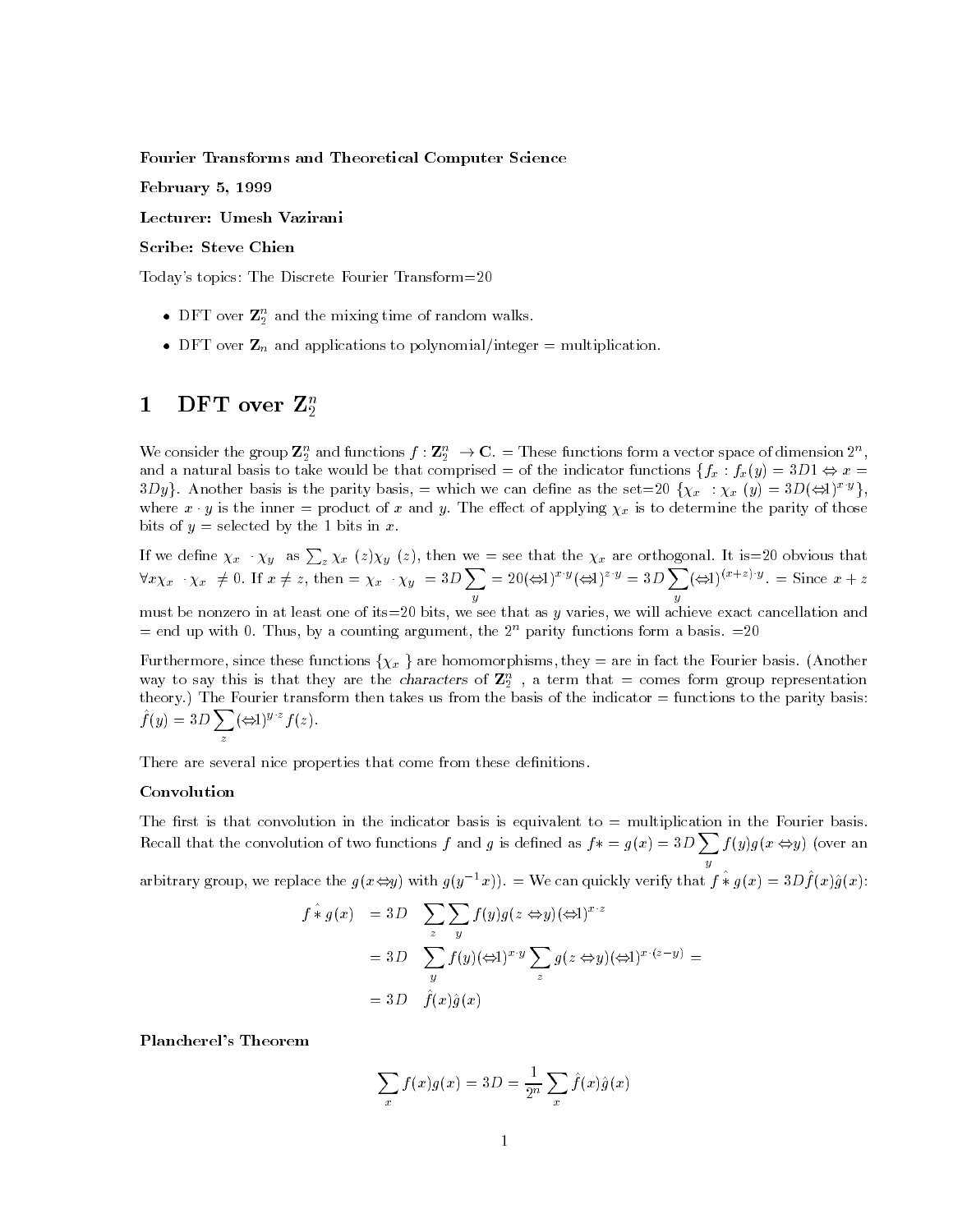**Fourier Transforms and Theoretical Computer Science**

**February 5, 1999**

**Lecturer: Umesh Vazirani**

**Scribe: Steve Chien**

Today's topics: The Discrete Fourier Transform=20

- DFT over $\mathbf{Z}_2^n$ and the mixing time of random walks.
- DFT over $\mathbf{Z}_n$ and applications to polynomial/integer = multiplication.

# 1 DFT over $\mathbf{Z}_2^n$

We consider the group $\mathbf{Z}_2^n$ and functions $f : \mathbf{Z}_2^n \rightarrow \mathbf{C}$. = These functions form a vector space of dimension $2^n$, and a natural basis to take would be that comprised = of the indicator functions $\{f_x : f_x(y) = 3D1 \Leftrightarrow x = 3Dy\}$. Another basis is the parity basis, = which we can define as the set=20 $\{\chi_x : \chi_x(y) = 3D(\Leftrightarrow 1)^{x \cdot y}\}$, where $x \cdot y$ is the inner = product of $x$ and $y$. The effect of applying $\chi_x$ is to determine the parity of those bits of $y$ = selected by the 1 bits in $x$.

If we define $\chi_x \cdot \chi_y$ as $\sum_z \chi_x(z)\chi_y(z)$, then we = see that the $\chi_x$ are orthogonal. It is=20 obvious that $\forall x \chi_x \cdot \chi_x \neq 0$. If $x \neq z$, then = $\chi_x \cdot \chi_y = 3D \sum_y = 20 (\Leftrightarrow 1)^{x \cdot y} (\Leftrightarrow 1)^{z \cdot y} = 3D \sum_y (\Leftrightarrow 1)^{(x+z) \cdot y}$. = Since $x + z$ must be nonzero in at least one of its=20 bits, we see that as $y$ varies, we will achieve exact cancellation and = end up with 0. Thus, by a counting argument, the $2^n$ parity functions form a basis. =20

Furthermore, since these functions $\{\chi_x\}$ are homomorphisms, they = are in fact the Fourier basis. (Another way to say this is that they are the *characters* of $\mathbf{Z}_2^n$, a term that = comes form group representation theory.) The Fourier transform then takes us from the basis of the indicator = functions to the parity basis: $\hat{f}(y) = 3D \sum_z (\Leftrightarrow 1)^{y \cdot z} f(z)$.

There are several nice properties that come from these definitions.

**Convolution**

The first is that convolution in the indicator basis is equivalent to = multiplication in the Fourier basis. Recall that the convolution of two functions $f$ and $g$ is defined as $f* = g(x) = 3D \sum_y f(y) g(x \Leftrightarrow y)$ (over an arbitrary group, we replace the $g(x \Leftrightarrow y)$ with $g(y^{-1}x)$). = We can quickly verify that $f \hat{*} g(x) = 3D \hat{f}(x)\hat{g}(x)$:

$$
\begin{aligned}
f \hat{*} g(x) &= 3D \quad \sum_z \sum_y f(y) g(z \Leftrightarrow y) (\Leftrightarrow 1)^{x \cdot z} \\
&= 3D \quad \sum_y f(y) (\Leftrightarrow 1)^{x \cdot y} \sum_z g(z \Leftrightarrow y) (\Leftrightarrow 1)^{x \cdot (z-y)} = \\
&= 3D \quad \hat{f}(x)\hat{g}(x)
\end{aligned}
$$

**Plancherel's Theorem**

$$
\sum_x f(x) g(x) = 3D = \frac{1}{2^n} \sum_x \hat{f}(x) \hat{g}(x)
$$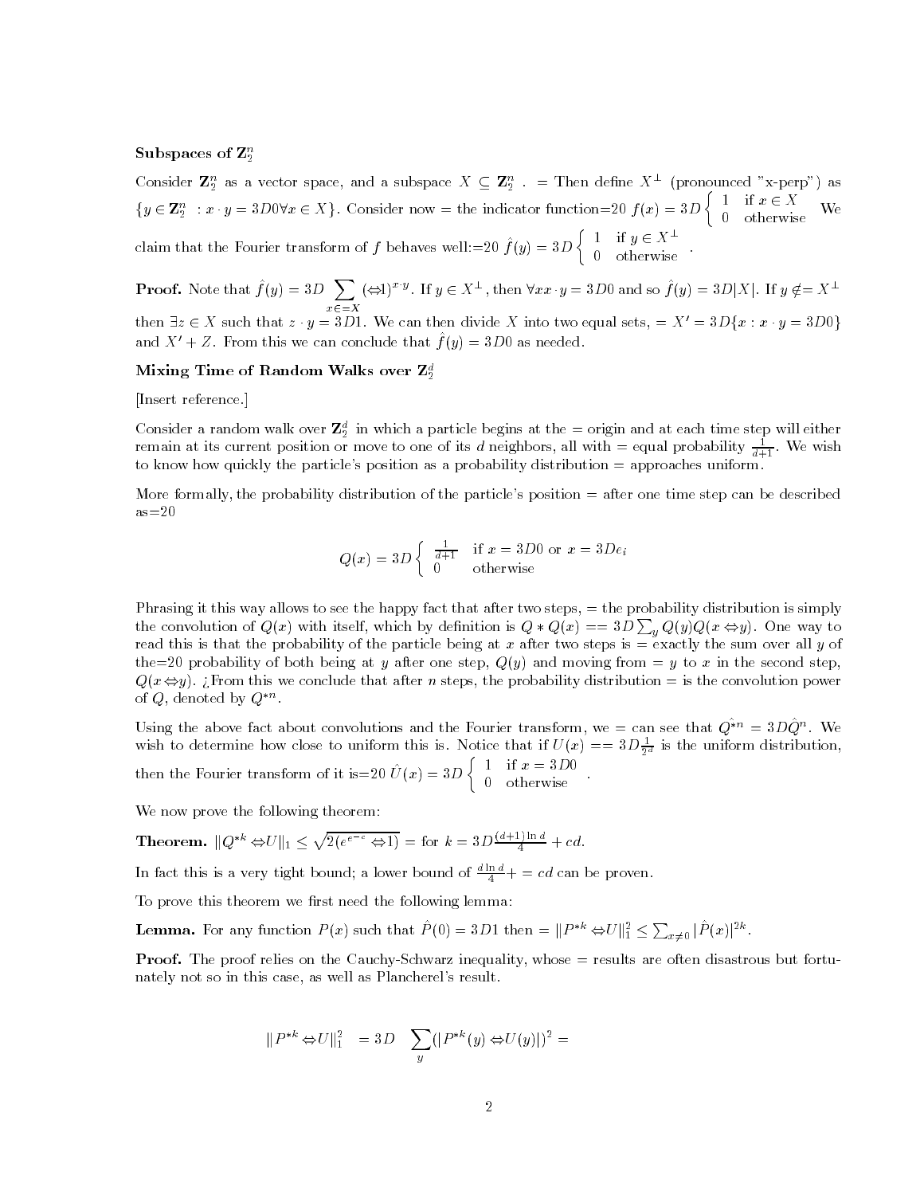### Subspaces of $\mathbf{Z}_2^n$

Consider $\mathbf{Z}_2^n$ as a vector space, and a subspace $X \subseteq \mathbf{Z}_2^n$ . = Then define $X^\perp$ (pronounced "x-perp") as $\{y \in \mathbf{Z}_2^n : x \cdot y = 3D0 \forall x \in X\}$. Consider now = the indicator function=20 $f(x) = 3D \begin{cases} 1 & \text{if } x \in X \\ 0 & \text{otherwise} \end{cases}$ We claim that the Fourier transform of $f$ behaves well:=20 $\hat{f}(y) = 3D \begin{cases} 1 & \text{if } y \in X^\perp \\ 0 & \text{otherwise} \end{cases}$.

**Proof.** Note that $\hat{f}(y) = 3D \sum_{x \in =X} (\Leftrightarrow 1)^{x \cdot y}$. If $y \in X^\perp$ , then $\forall x x \cdot y = 3D0$ and so $\hat{f}(y) = 3D|X|$. If $y \notin= X^\perp$ then $\exists z \in X$ such that $z \cdot y = 3D1$. We can then divide $X$ into two equal sets, = $X' = 3D\{x : x \cdot y = 3D0\}$ and $X' + Z$. From this we can conclude that $\hat{f}(y) = 3D0$ as needed.

### Mixing Time of Random Walks over $\mathbf{Z}_2^d$

[Insert reference.]

Consider a random walk over $\mathbf{Z}_2^d$ in which a particle begins at the = origin and at each time step will either remain at its current position or move to one of its $d$ neighbors, all with = equal probability $\frac{1}{d+1}$. We wish to know how quickly the particle's position as a probability distribution = approaches uniform.

More formally, the probability distribution of the particle's position = after one time step can be described as=20

$$Q(x) = 3D \begin{cases} \frac{1}{d+1} & \text{if } x = 3D0 \text{ or } x = 3De_i \\ 0 & \text{otherwise} \end{cases}$$

Phrasing it this way allows to see the happy fact that after two steps, = the probability distribution is simply the convolution of $Q(x)$ with itself, which by definition is $Q * Q(x) == 3D \sum_y Q(y)Q(x \Leftrightarrow y)$. One way to read this is that the probability of the particle being at $x$ after two steps is = exactly the sum over all $y$ of the=20 probability of both being at $y$ after one step, $Q(y)$ and moving from = $y$ to $x$ in the second step, $Q(x \Leftrightarrow y)$. ¿From this we conclude that after $n$ steps, the probability distribution = is the convolution power of $Q$, denoted by $Q^{*n}$.

Using the above fact about convolutions and the Fourier transform, we = can see that $\hat{Q^{*n}} = 3D\hat{Q}^n$. We wish to determine how close to uniform this is. Notice that if $U(x) == 3D\frac{1}{2^d}$ is the uniform distribution, then the Fourier transform of it is=20 $\hat{U}(x) = 3D \begin{cases} 1 & \text{if } x = 3D0 \\ 0 & \text{otherwise} \end{cases}$.

We now prove the following theorem:

**Theorem.** $\|Q^{*k} \Leftrightarrow U\|_1 \leq \sqrt{2(e^{e^{-c}} \Leftrightarrow 1)}$ = for $k = 3D\frac{(d+1)\ln d}{4} + cd$.

In fact this is a very tight bound; a lower bound of $\frac{d \ln d}{4} + = cd$ can be proven.

To prove this theorem we first need the following lemma:

**Lemma.** For any function $P(x)$ such that $\hat{P}(0) = 3D1$ then = $\|P^{*k} \Leftrightarrow U\|_1^2 \leq \sum_{x \neq 0} |\hat{P}(x)|^{2k}$.

**Proof.** The proof relies on the Cauchy-Schwarz inequality, whose = results are often disastrous but fortunately not so in this case, as well as Plancherel's result.

$$\|P^{*k} \Leftrightarrow U\|_1^2 \quad = 3D \quad \sum_y (|P^{*k}(y) \Leftrightarrow U(y)|)^2 =$$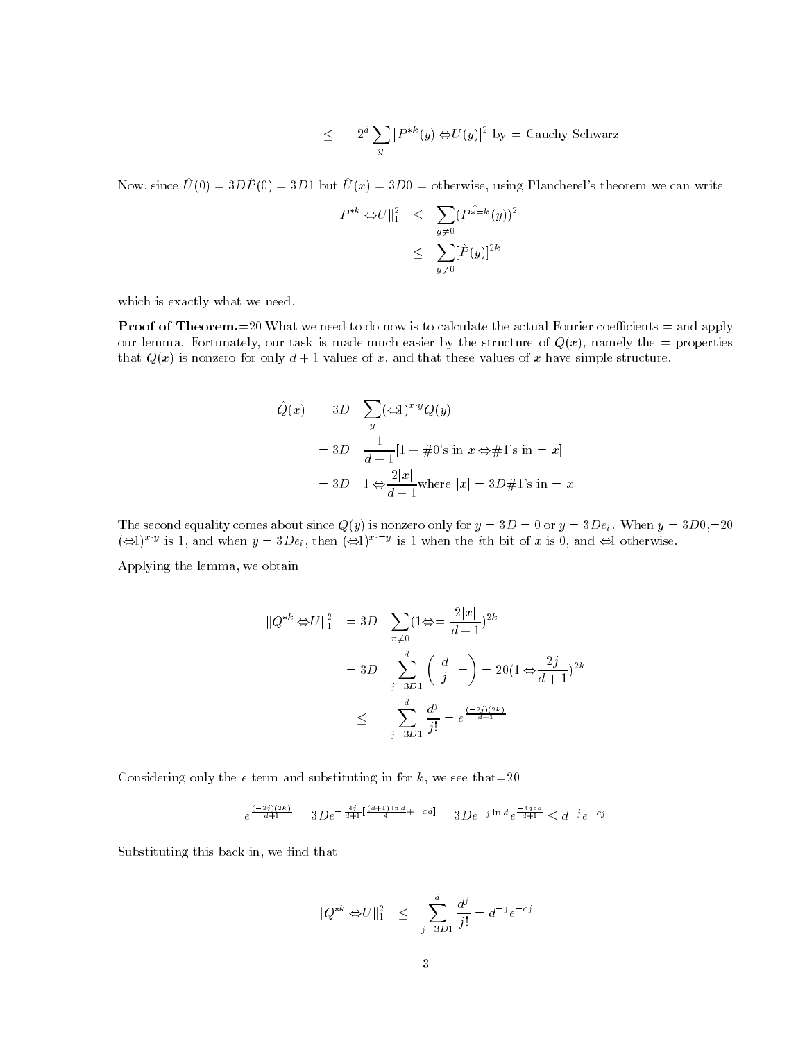$$\leq \quad 2^d \sum_y |P^{*k}(y) \Leftrightarrow U(y)|^2 \text{ by = Cauchy-Schwarz}$$

Now, since $\hat{U}(0) = 3D\hat{P}(0) = 3D1$ but $\hat{U}(x) = 3D0 =$ otherwise, using Plancherel's theorem we can write

$$\begin{aligned} \|P^{*k} \Leftrightarrow U\|_1^2 &\leq \sum_{y \neq 0} (\hat{P^{*=k}}(y))^2 \\ &\leq \sum_{y \neq 0} [\hat{P}(y)]^{2k} \end{aligned}$$

which is exactly what we need.

**Proof of Theorem.**=20 What we need to do now is to calculate the actual Fourier coefficients = and apply our lemma. Fortunately, our task is made much easier by the structure of $Q(x)$, namely the = properties that $Q(x)$ is nonzero for only $d+1$ values of $x$, and that these values of $x$ have simple structure.

$$\begin{aligned} \hat{Q}(x) &= 3D \quad \sum_y (\Leftrightarrow 1)^{x \cdot y} Q(y) \\ &= 3D \quad \frac{1}{d+1}[1 + \#0\text{'s in } x \Leftrightarrow \#1\text{'s in } = x] \\ &= 3D \quad 1 \Leftrightarrow \frac{2|x|}{d+1} \text{where } |x| = 3D\#1\text{'s in } = x \end{aligned}$$

The second equality comes about since $Q(y)$ is nonzero only for $y = 3D = 0$ or $y = 3De_i$. When $y = 3D0$,=20 $(\Leftrightarrow 1)^{x \cdot y}$ is 1, and when $y = 3De_i$, then $(\Leftrightarrow 1)^{x \cdot = y}$ is 1 when the $i$th bit of $x$ is 0, and $\Leftrightarrow 1$ otherwise.

Applying the lemma, we obtain

$$\begin{aligned} \|Q^{*k} \Leftrightarrow U\|_1^2 &= 3D \quad \sum_{x \neq 0} (1 \Leftrightarrow = \frac{2|x|}{d+1})^{2k} \\ &= 3D \quad \sum_{j=3D1}^{d} \left( \begin{array}{c} d \\ j \end{array} = \right) = 20(1 \Leftrightarrow \frac{2j}{d+1})^{2k} \\ &\leq \quad \sum_{j=3D1}^{d} \frac{d^j}{j!} = e^{\frac{(-2j)(2k)}{d+1}} \end{aligned}$$

Considering only the $e$ term and substituting in for $k$, we see that=20

$$e^{\frac{(-2j)(2k)}{d+1}} = 3De^{-\frac{4j}{d+1}[\frac{(d+1)\ln d}{4} + = cd]} = 3De^{-j \ln d} e^{\frac{-4jcd}{d+1}} \leq d^{-j} e^{-cj}$$

Substituting this back in, we find that

$$\|Q^{*k} \Leftrightarrow U\|_1^2 \quad \leq \quad \sum_{j=3D1}^{d} \frac{d^j}{j!} = d^{-j} e^{-cj}$$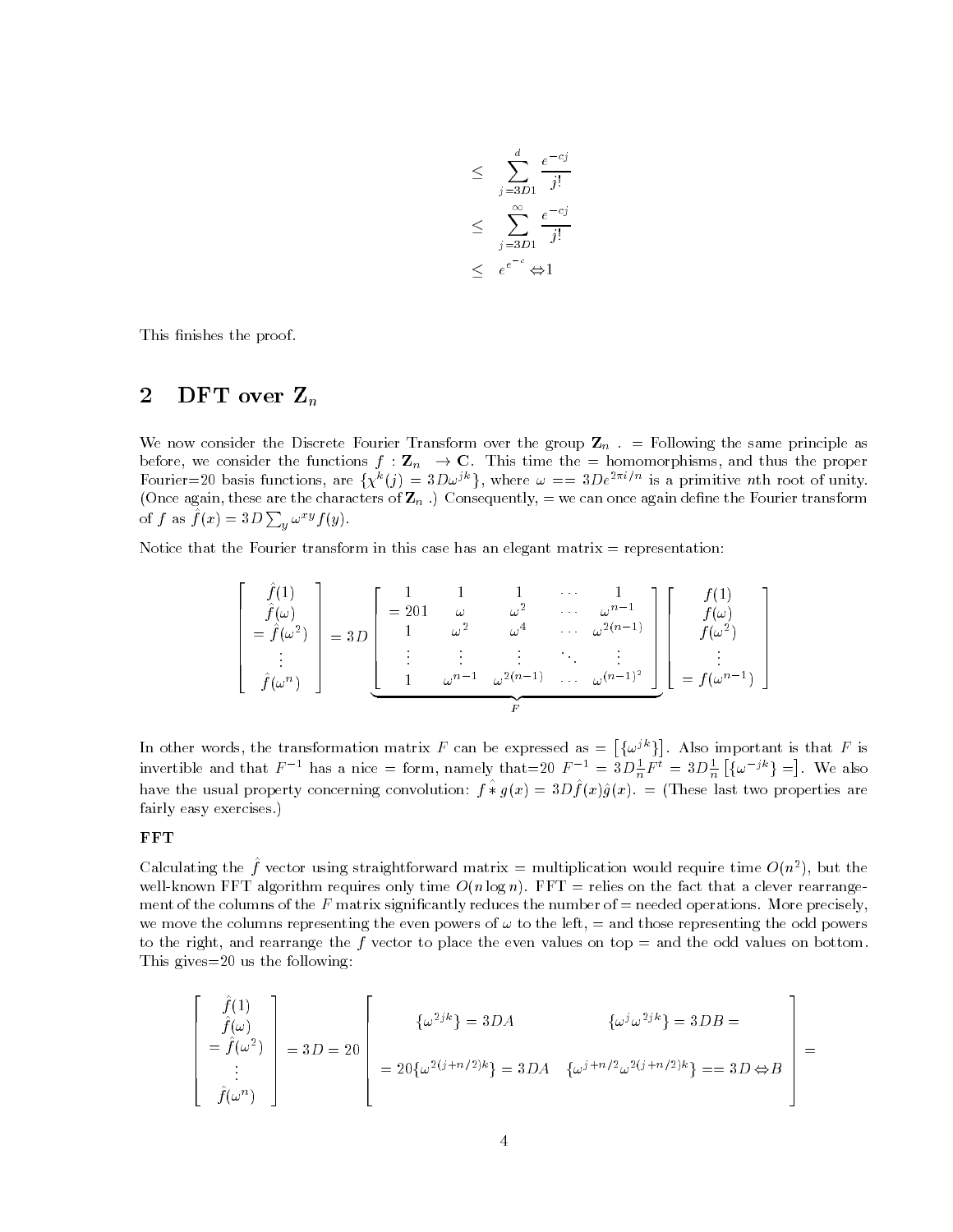$$
\begin{aligned}
&\leq \sum_{j=3D1}^{d} \frac{e^{-cj}}{j!} \\
&\leq \sum_{j=3D1}^{\infty} \frac{e^{-cj}}{j!} \\
&\leq e^{e^{-c}} \Leftrightarrow 1
\end{aligned}
$$

This finishes the proof.

## 2 DFT over $\mathbf{Z}_n$

We now consider the Discrete Fourier Transform over the group $\mathbf{Z}_n$ . = Following the same principle as before, we consider the functions $f : \mathbf{Z}_n \rightarrow \mathbf{C}$. This time the = homomorphisms, and thus the proper Fourier=20 basis functions, are $\{\chi^k(j) = 3D\omega^{jk}\}$, where $\omega == 3De^{2\pi i/n}$ is a primitive $n$th root of unity. (Once again, these are the characters of $\mathbf{Z}_n$ .) Consequently, = we can once again define the Fourier transform of $f$ as $\hat{f}(x) = 3D\sum_y \omega^{xy} f(y)$.

Notice that the Fourier transform in this case has an elegant matrix = representation:

$$
\begin{bmatrix} \hat{f}(1) \\ \hat{f}(\omega) \\ = \hat{f}(\omega^2) \\ \vdots \\ \hat{f}(\omega^n) \end{bmatrix} = 3D \underbrace{\begin{bmatrix} 1 & 1 & 1 & \cdots & 1 \\ = 201 & \omega & \omega^2 & \cdots & \omega^{n-1} \\ 1 & \omega^2 & \omega^4 & \cdots & \omega^{2(n-1)} \\ \vdots & \vdots & \vdots & \ddots & \vdots \\ 1 & \omega^{n-1} & \omega^{2(n-1)} & \cdots & \omega^{(n-1)^2} \end{bmatrix}}_{F} \begin{bmatrix} f(1) \\ f(\omega) \\ f(\omega^2) \\ \vdots \\ = f(\omega^{n-1}) \end{bmatrix}
$$

In other words, the transformation matrix $F$ can be expressed as = $\left[\{\omega^{jk}\}\right]$. Also important is that $F$ is invertible and that $F^{-1}$ has a nice = form, namely that=20 $F^{-1} = 3D\frac{1}{n}F^t = 3D\frac{1}{n}\left[\{\omega^{-jk}\} =\right]$. We also have the usual property concerning convolution: $f * g(x) = 3D\hat{f}(x)\hat{g}(x)$. = (These last two properties are fairly easy exercises.)

### FFT

Calculating the $\hat{f}$ vector using straightforward matrix = multiplication would require time $O(n^2)$, but the well-known FFT algorithm requires only time $O(n \log n)$. FFT = relies on the fact that a clever rearrangement of the columns of the $F$ matrix significantly reduces the number of = needed operations. More precisely, we move the columns representing the even powers of $\omega$ to the left, = and those representing the odd powers to the right, and rearrange the $f$ vector to place the even values on top = and the odd values on bottom. This gives=20 us the following:

$$
\begin{bmatrix} \hat{f}(1) \\ \hat{f}(\omega) \\ = \hat{f}(\omega^2) \\ \vdots \\ \hat{f}(\omega^n) \end{bmatrix} = 3D = 20 \begin{bmatrix} \{\omega^{2jk}\} = 3DA & \{\omega^j \omega^{2jk}\} = 3DB = \\ = 20\{\omega^{2(j+n/2)k}\} = 3DA & \{\omega^{j+n/2}\omega^{2(j+n/2)k}\} == 3D \Leftrightarrow B \end{bmatrix} =
$$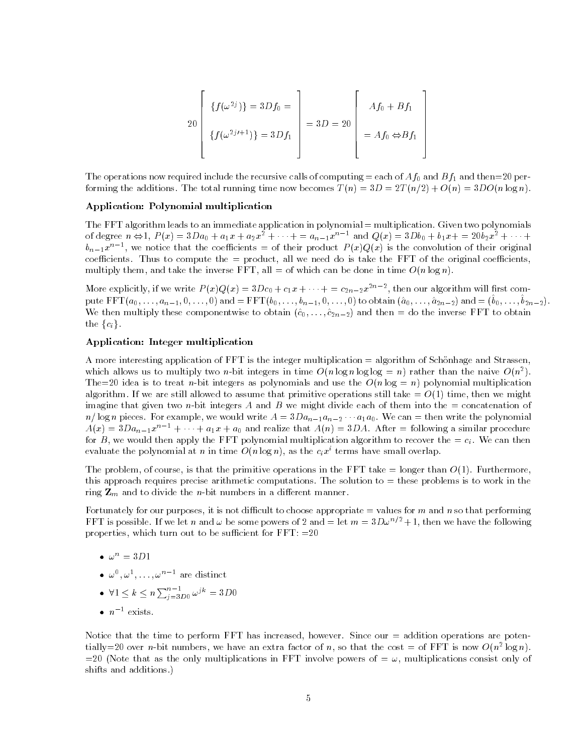$$
20 \left[ \begin{array}{c} \{f(\omega^{2j})\} = 3Df_0 = \\ \\ \{f(\omega^{2j+1})\} = 3Df_1 \\ \\ \end{array} \right] = 3D = 20 \left[ \begin{array}{c} Af_0 + Bf_1 \\ \\ = Af_0 \Leftrightarrow Bf_1 \\ \\ \end{array} \right]
$$

The operations now required include the recursive calls of computing = each of $Af_0$ and $Bf_1$ and then=20 performing the additions. The total running time now becomes $T(n) = 3D = 2T(n/2) + O(n) = 3DO(n \log n)$.

### Application: Polynomial multiplication

The FFT algorithm leads to an immediate application in polynomial= multiplication. Given two polynomials of degree $n \Leftrightarrow 1$, $P(x) = 3Da_0 + a_1 x + a_2 x^2 + \cdots + = a_{n-1}x^{n-1}$ and $Q(x) = 3Db_0 + b_1 x + = 20b_2 x^2 + \cdots + b_{n-1}x^{n-1}$, we notice that the coefficients = of their product $P(x)Q(x)$ is the convolution of their original coefficients. Thus to compute the = product, all we need do is take the FFT of the original coefficients, multiply them, and take the inverse FFT, all = of which can be done in time $O(n \log n)$.

More explicitly, if we write $P(x)Q(x) = 3Dc_0 + c_1 x + \cdots + = c_{2n-2}x^{2n-2}$, then our algorithm will first compute $\text{FFT}(a_0, \ldots, a_{n-1}, 0, \ldots, 0)$ and $= \text{FFT}(b_0, \ldots, b_{n-1}, 0, \ldots, 0)$ to obtain $(\hat{a}_0, \ldots, \hat{a}_{2n-2})$ and $= (\hat{b}_0, \ldots, \hat{b}_{2n-2})$. We then multiply these componentwise to obtain $(\hat{c}_0, \ldots, \hat{c}_{2n-2})$ and then = do the inverse FFT to obtain the $\{c_i\}$.

### Application: Integer multiplication

A more interesting application of FFT is the integer multiplication = algorithm of Schönhage and Strassen, which allows us to multiply two $n$-bit integers in time $O(n \log n \log\log = n)$ rather than the naive $O(n^2)$. The=20 idea is to treat $n$-bit integers as polynomials and use the $O(n \log = n)$ polynomial multiplication algorithm. If we are still allowed to assume that primitive operations still take = $O(1)$ time, then we might imagine that given two $n$-bit integers $A$ and $B$ we might divide each of them into the = concatenation of $n/\log n$ pieces. For example, we would write $A = 3Da_{n-1}a_{n-2}\cdots a_1 a_0$. We can = then write the polynomial $A(x) = 3Da_{n-1}x^{n-1} + \cdots + a_1 x + a_0$ and realize that $A(n) = 3DA$. After = following a similar procedure for $B$, we would then apply the FFT polynomial multiplication algorithm to recover the = $c_i$. We can then evaluate the polynomial at $n$ in time $O(n \log n)$, as the $c_i x^i$ terms have small overlap.

The problem, of course, is that the primitive operations in the FFT take = longer than $O(1)$. Furthermore, this approach requires precise arithmetic computations. The solution to = these problems is to work in the ring $\mathbf{Z}_m$ and to divide the $n$-bit numbers in a different manner.

Fortunately for our purposes, it is not difficult to choose appropriate = values for $m$ and $n$ so that performing FFT is possible. If we let $n$ and $\omega$ be some powers of 2 and = let $m = 3D\omega^{n/2} + 1$, then we have the following properties, which turn out to be sufficient for FFT: =20

- $\omega^n = 3D1$
- $\omega^0, \omega^1, \ldots, \omega^{n-1}$ are distinct
- $\forall 1 \le k \le n \sum_{j=3D0}^{n-1} \omega^{jk} = 3D0$
- $n^{-1}$ exists.

Notice that the time to perform FFT has increased, however. Since our = addition operations are potentially=20 over $n$-bit numbers, we have an extra factor of $n$, so that the cost = of FFT is now $O(n^2 \log n)$. =20 (Note that as the only multiplications in FFT involve powers of = $\omega$, multiplications consist only of shifts and additions.)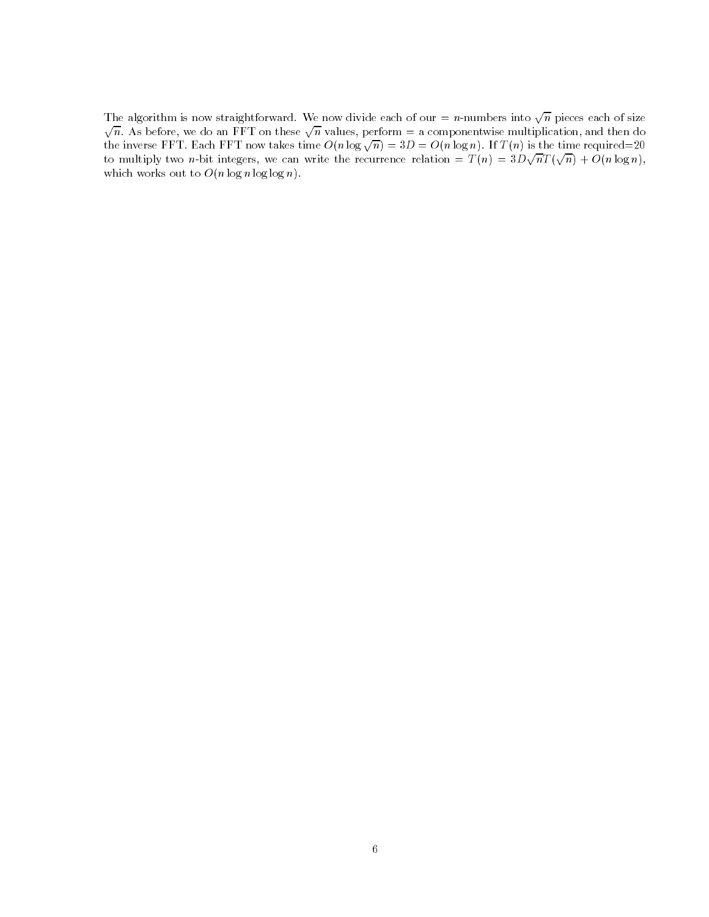The algorithm is now straightforward. We now divide each of our = $n$-numbers into $\sqrt{n}$ pieces each of size $\sqrt{n}$. As before, we do an FFT on these $\sqrt{n}$ values, perform = a componentwise multiplication, and then do the inverse FFT. Each FFT now takes time $O(n \log \sqrt{n}) = 3D = O(n \log n)$. If $T(n)$ is the time required=20 to multiply two $n$-bit integers, we can write the recurrence relation = $T(n) = 3D\sqrt{n}T(\sqrt{n}) + O(n \log n)$, which works out to $O(n \log n \log \log n)$.